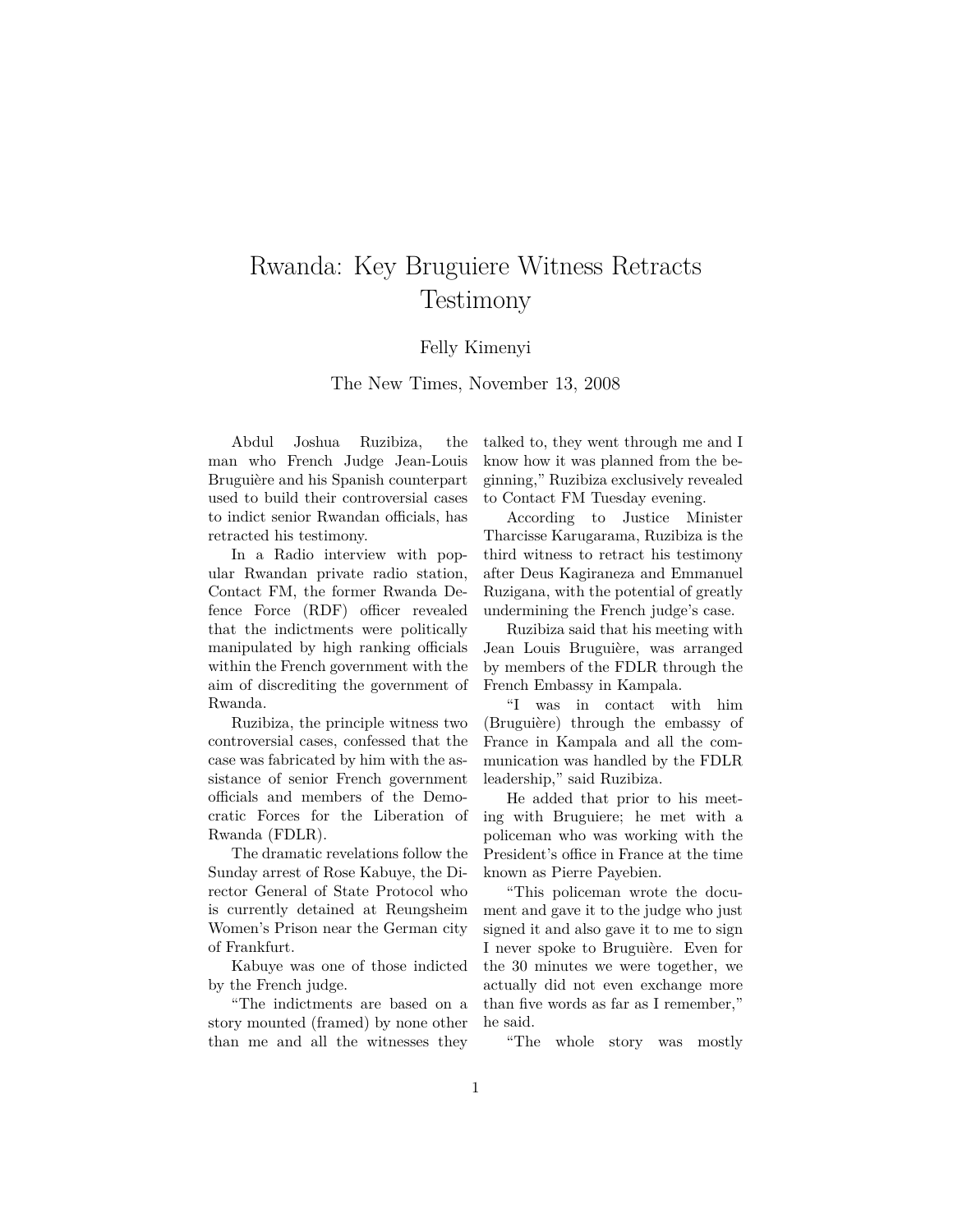# Rwanda: Key Bruguiere Witness Retracts Testimony

Felly Kimenyi

The New Times, November 13, 2008

Abdul Joshua Ruzibiza, the man who French Judge Jean-Louis Bruguière and his Spanish counterpart used to build their controversial cases to indict senior Rwandan officials, has retracted his testimony.

In a Radio interview with popular Rwandan private radio station, Contact FM, the former Rwanda Defence Force (RDF) officer revealed that the indictments were politically manipulated by high ranking officials within the French government with the aim of discrediting the government of Rwanda.

Ruzibiza, the principle witness two controversial cases, confessed that the case was fabricated by him with the assistance of senior French government officials and members of the Democratic Forces for the Liberation of Rwanda (FDLR).

The dramatic revelations follow the Sunday arrest of Rose Kabuye, the Director General of State Protocol who is currently detained at Reungsheim Women's Prison near the German city of Frankfurt.

Kabuye was one of those indicted by the French judge.

"The indictments are based on a story mounted (framed) by none other than me and all the witnesses they talked to, they went through me and I know how it was planned from the beginning," Ruzibiza exclusively revealed to Contact FM Tuesday evening.

According to Justice Minister Tharcisse Karugarama, Ruzibiza is the third witness to retract his testimony after Deus Kagiraneza and Emmanuel Ruzigana, with the potential of greatly undermining the French judge's case.

Ruzibiza said that his meeting with Jean Louis Bruguière, was arranged by members of the FDLR through the French Embassy in Kampala.

"I was in contact with him (Bruguière) through the embassy of France in Kampala and all the communication was handled by the FDLR leadership," said Ruzibiza.

He added that prior to his meeting with Bruguiere; he met with a policeman who was working with the President's office in France at the time known as Pierre Payebien.

"This policeman wrote the document and gave it to the judge who just signed it and also gave it to me to sign I never spoke to Bruguière. Even for the 30 minutes we were together, we actually did not even exchange more than five words as far as I remember," he said.

"The whole story was mostly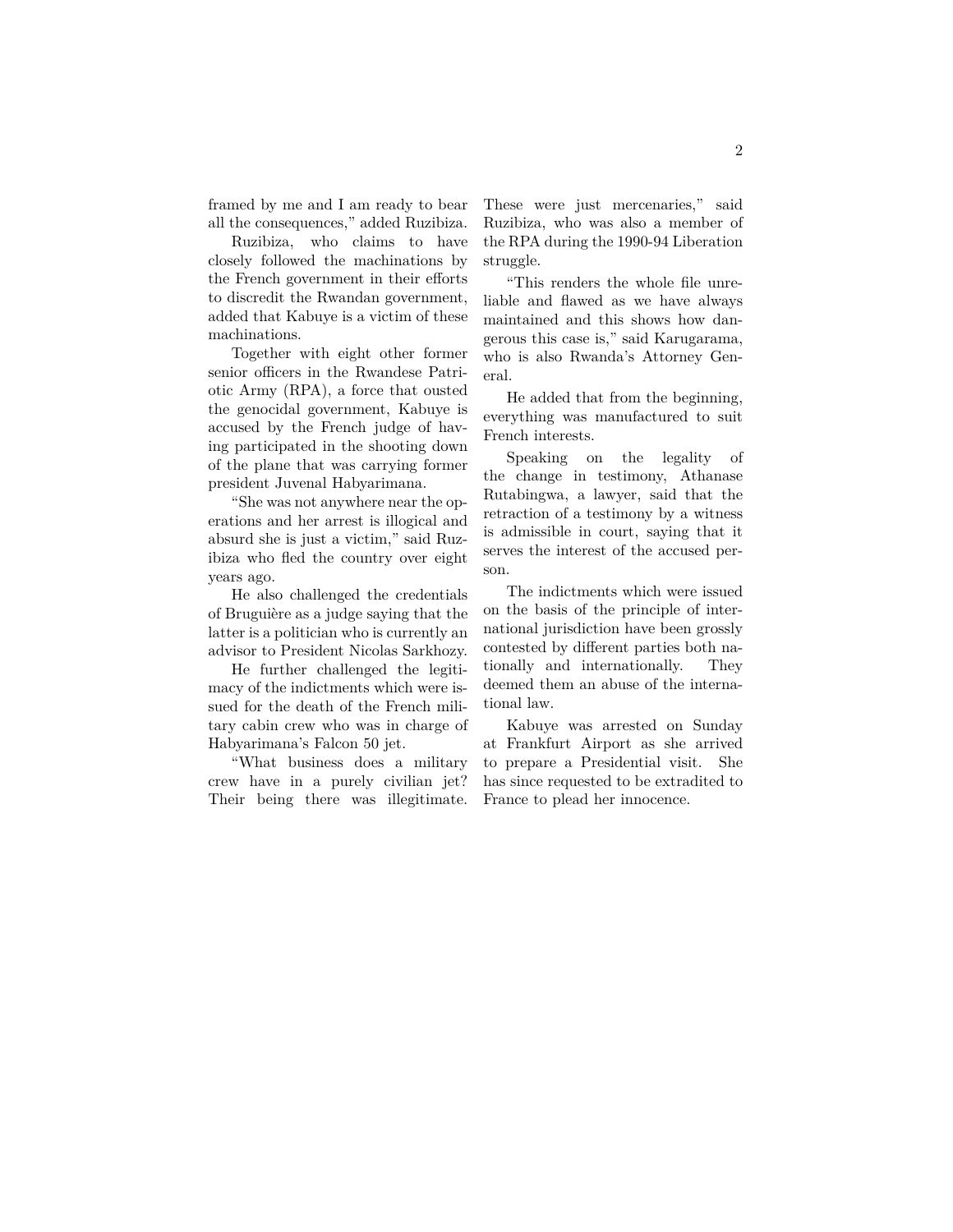framed by me and I am ready to bear all the consequences," added Ruzibiza.

Ruzibiza, who claims to have closely followed the machinations by the French government in their efforts to discredit the Rwandan government, added that Kabuye is a victim of these machinations.

Together with eight other former senior officers in the Rwandese Patriotic Army (RPA), a force that ousted the genocidal government, Kabuye is accused by the French judge of having participated in the shooting down of the plane that was carrying former president Juvenal Habyarimana.

"She was not anywhere near the operations and her arrest is illogical and absurd she is just a victim," said Ruzibiza who fled the country over eight years ago.

He also challenged the credentials of Bruguière as a judge saying that the latter is a politician who is currently an advisor to President Nicolas Sarkhozy.

He further challenged the legitimacy of the indictments which were issued for the death of the French military cabin crew who was in charge of Habyarimana's Falcon 50 jet.

"What business does a military crew have in a purely civilian jet? Their being there was illegitimate. These were just mercenaries," said Ruzibiza, who was also a member of the RPA during the 1990-94 Liberation struggle.

"This renders the whole file unreliable and flawed as we have always maintained and this shows how dangerous this case is," said Karugarama, who is also Rwanda's Attorney General.

He added that from the beginning, everything was manufactured to suit French interests.

Speaking on the legality of the change in testimony, Athanase Rutabingwa, a lawyer, said that the retraction of a testimony by a witness is admissible in court, saying that it serves the interest of the accused person.

The indictments which were issued on the basis of the principle of international jurisdiction have been grossly contested by different parties both nationally and internationally. They deemed them an abuse of the international law.

Kabuye was arrested on Sunday at Frankfurt Airport as she arrived to prepare a Presidential visit. She has since requested to be extradited to France to plead her innocence.